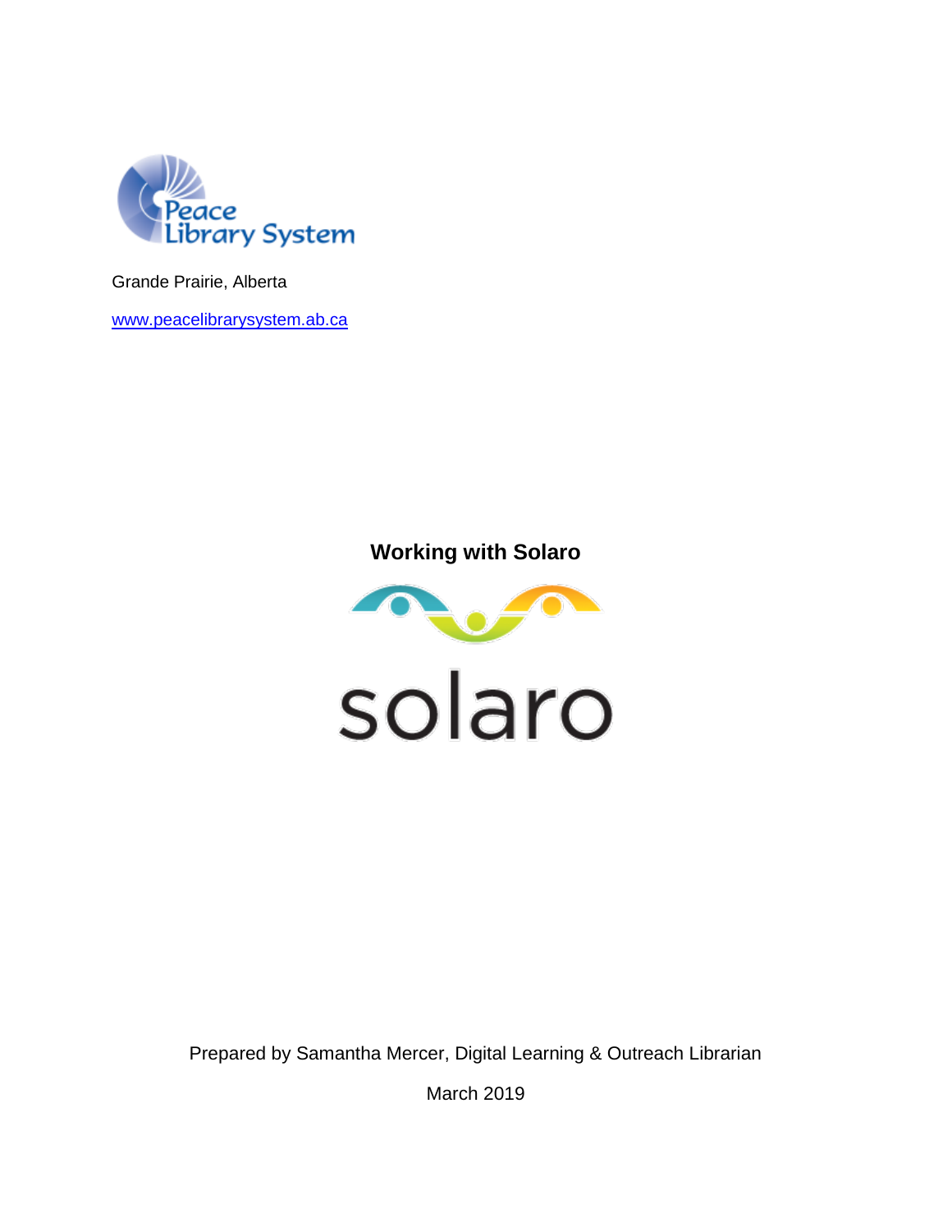Peace Library System

Grande Prairie, Alberta

www.peacelibrarysystem.ab.ca

# Working with Solaro

solaro

Prepared by Samantha Mercer, Digital Learning & Outreach Librarian

March 2019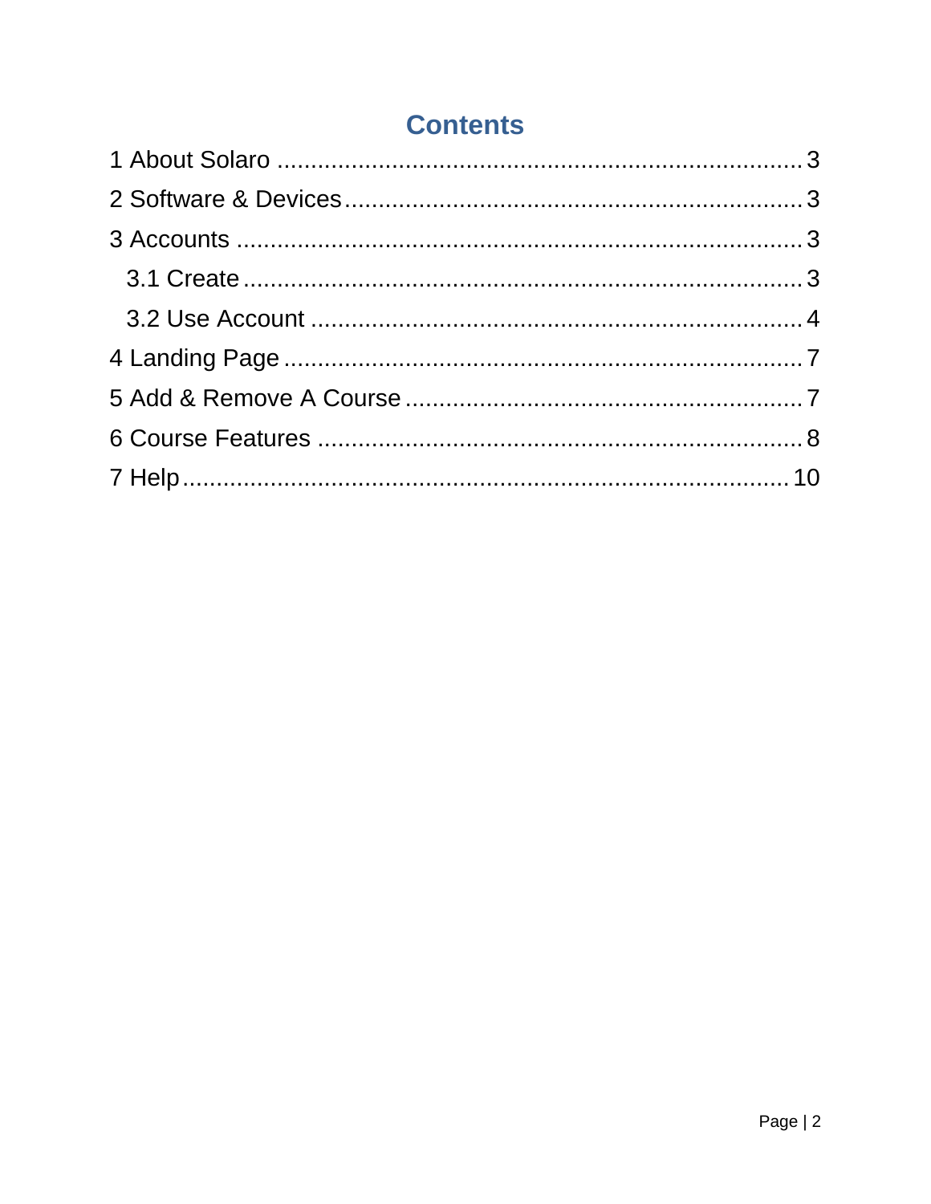# Contents

1 About Solaro ........................................................................ 3

2 Software & Devices ................................................................ 3

3 Accounts .............................................................................. 3

  3.1 Create ............................................................................ 3

  3.2 Use Account ................................................................... 4

4 Landing Page ........................................................................ 7

5 Add & Remove A Course ....................................................... 7

6 Course Features .................................................................... 8

7 Help .................................................................................... 10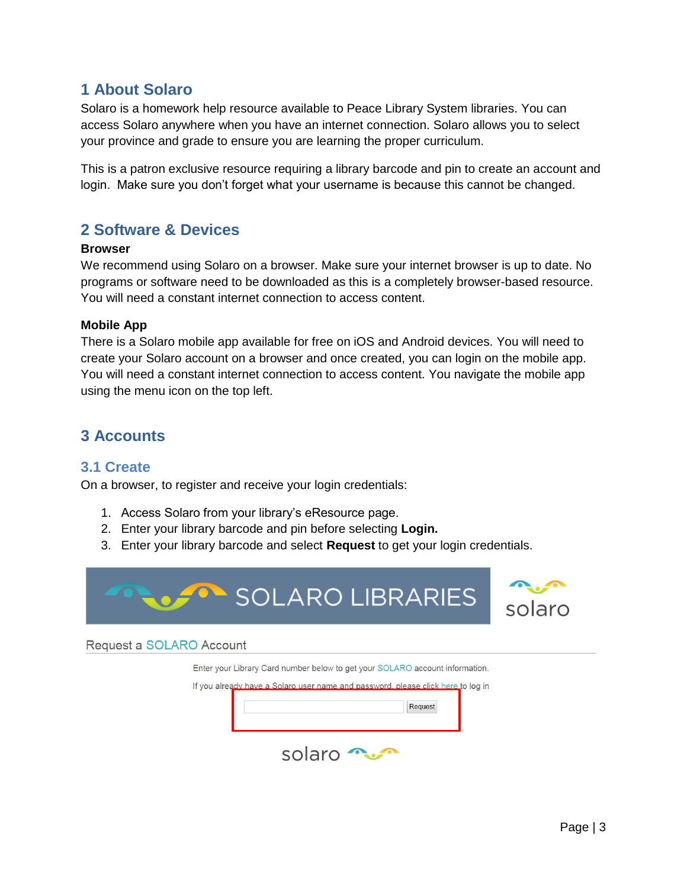# 1 About Solaro

Solaro is a homework help resource available to Peace Library System libraries. You can access Solaro anywhere when you have an internet connection. Solaro allows you to select your province and grade to ensure you are learning the proper curriculum.

This is a patron exclusive resource requiring a library barcode and pin to create an account and login. Make sure you don't forget what your username is because this cannot be changed.

# 2 Software & Devices

**Browser**

We recommend using Solaro on a browser. Make sure your internet browser is up to date. No programs or software need to be downloaded as this is a completely browser-based resource. You will need a constant internet connection to access content.

**Mobile App**

There is a Solaro mobile app available for free on iOS and Android devices. You will need to create your Solaro account on a browser and once created, you can login on the mobile app. You will need a constant internet connection to access content. You navigate the mobile app using the menu icon on the top left.

# 3 Accounts

## 3.1 Create

On a browser, to register and receive your login credentials:

1. Access Solaro from your library's eResource page.
2. Enter your library barcode and pin before selecting **Login.**
3. Enter your library barcode and select **Request** to get your login credentials.

SOLARO LIBRARIES

solaro

Request a SOLARO Account

Enter your Library Card number below to get your SOLARO account information.

If you already have a Solaro user name and password, please click here to log in

Request

solaro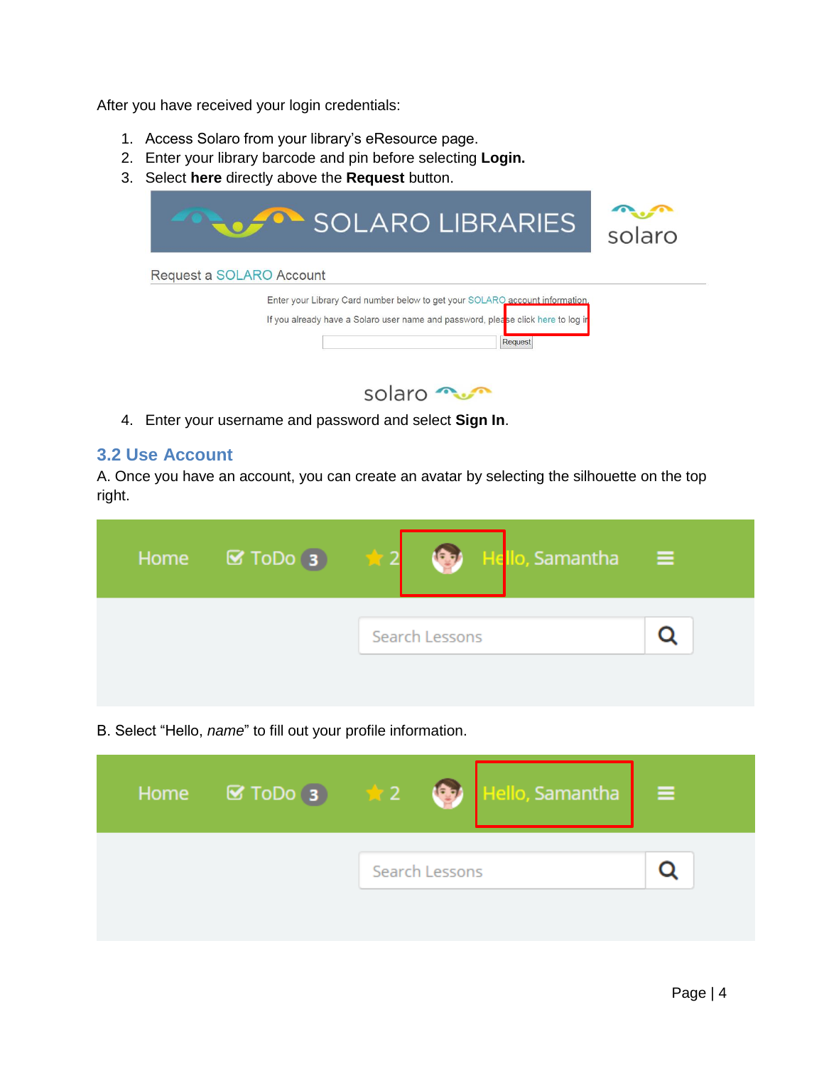After you have received your login credentials:

1. Access Solaro from your library's eResource page.
2. Enter your library barcode and pin before selecting **Login.**
3. Select **here** directly above the **Request** button.
4. Enter your username and password and select **Sign In**.

## 3.2 Use Account

A. Once you have an account, you can create an avatar by selecting the silhouette on the top right.

B. Select "Hello, *name*" to fill out your profile information.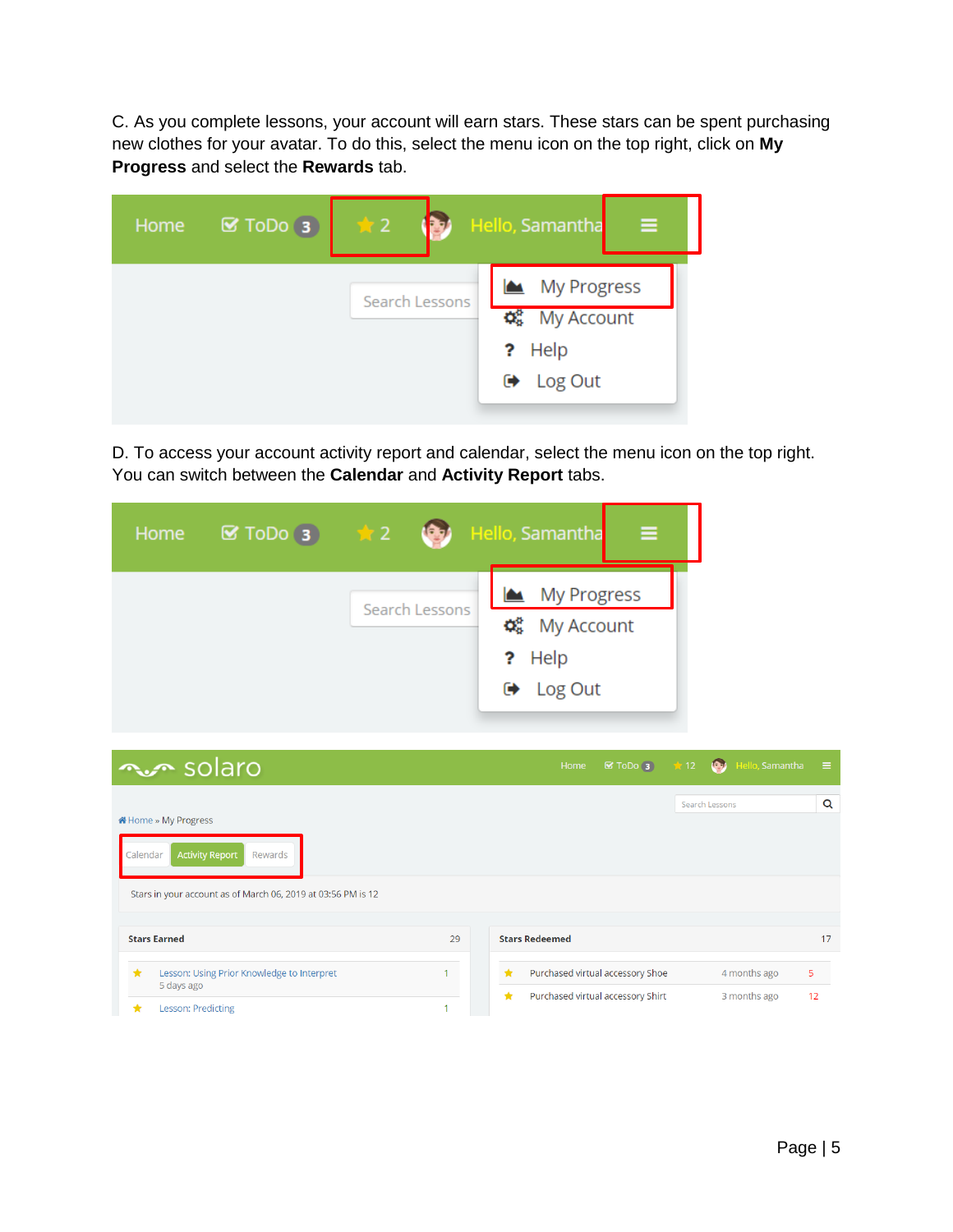C. As you complete lessons, your account will earn stars. These stars can be spent purchasing new clothes for your avatar. To do this, select the menu icon on the top right, click on **My Progress** and select the **Rewards** tab.

D. To access your account activity report and calendar, select the menu icon on the top right. You can switch between the **Calendar** and **Activity Report** tabs.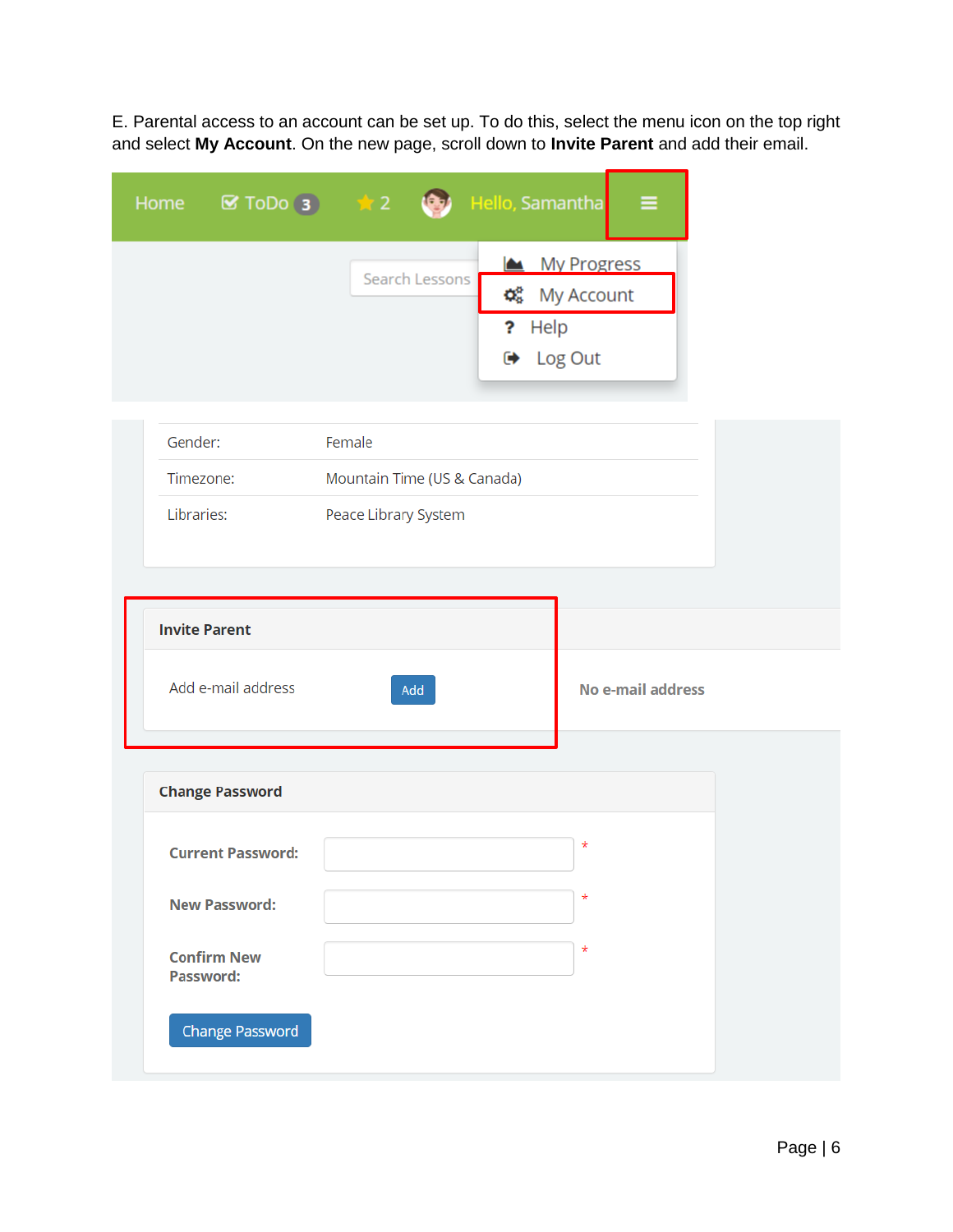E. Parental access to an account can be set up. To do this, select the menu icon on the top right and select **My Account**. On the new page, scroll down to **Invite Parent** and add their email.

Home | ToDo 3 | 2 | Hello, Samantha

My Progress
My Account
Help
Log Out

Search Lessons

| | |
|---|---|
| Gender: | Female |
| Timezone: | Mountain Time (US & Canada) |
| Libraries: | Peace Library System |

**Invite Parent**

Add e-mail address [Add]

No e-mail address

**Change Password**

Current Password: *

New Password: *

Confirm New Password: *

[Change Password]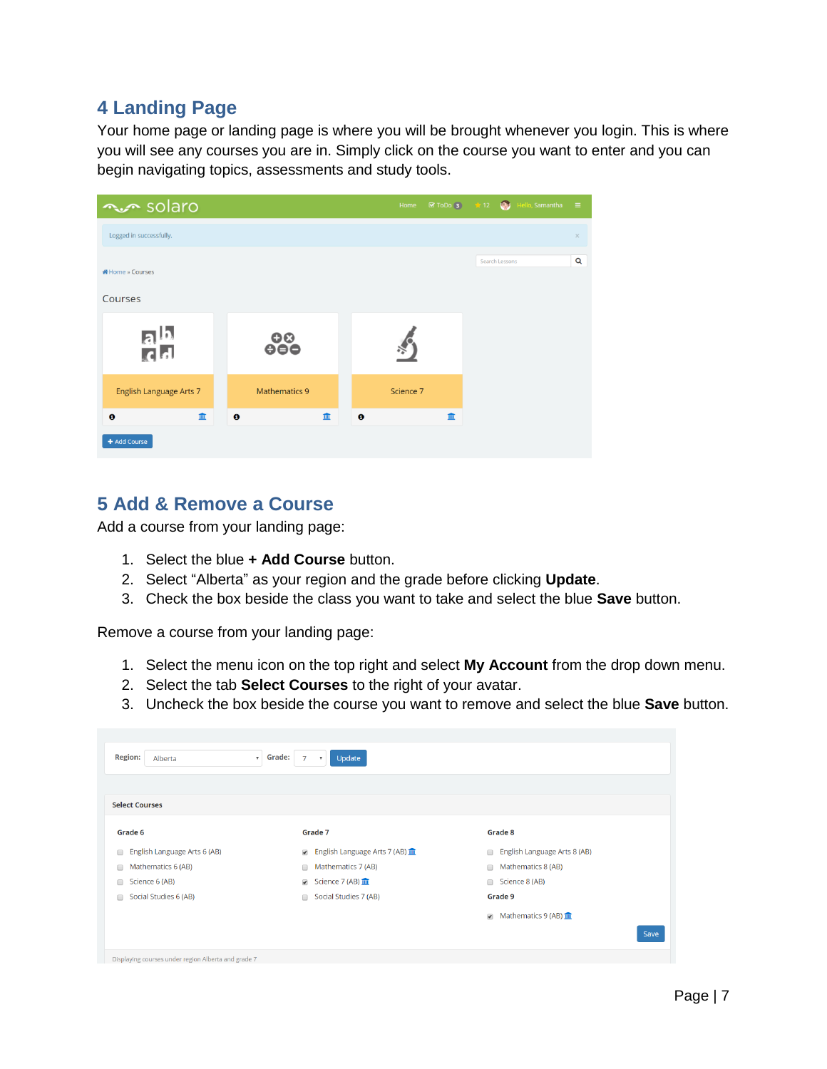## 4 Landing Page

Your home page or landing page is where you will be brought whenever you login. This is where you will see any courses you are in. Simply click on the course you want to enter and you can begin navigating topics, assessments and study tools.

## 5 Add & Remove a Course

Add a course from your landing page:

1. Select the blue **+ Add Course** button.
2. Select "Alberta" as your region and the grade before clicking **Update**.
3. Check the box beside the class you want to take and select the blue **Save** button.

Remove a course from your landing page:

1. Select the menu icon on the top right and select **My Account** from the drop down menu.
2. Select the tab **Select Courses** to the right of your avatar.
3. Uncheck the box beside the course you want to remove and select the blue **Save** button.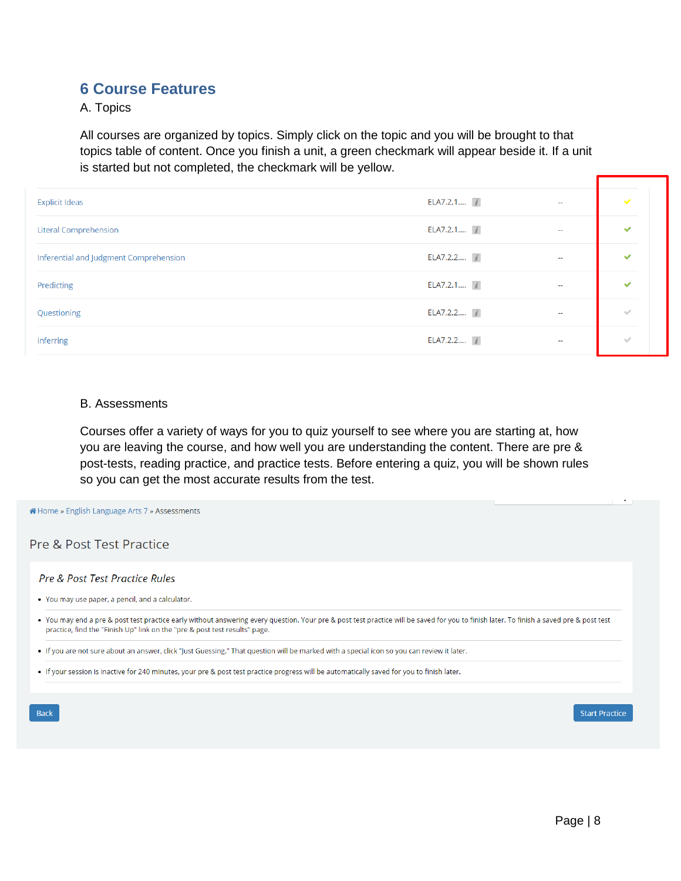# 6 Course Features

A. Topics

All courses are organized by topics. Simply click on the topic and you will be brought to that topics table of content. Once you finish a unit, a green checkmark will appear beside it. If a unit is started but not completed, the checkmark will be yellow.

| | | | |
|---|---|---|---|
| Explicit Ideas | ELA7.2.1.... | -- | ✔ |
| Literal Comprehension | ELA7.2.1.... | -- | ✔ |
| Inferential and Judgment Comprehension | ELA7.2.2.... | -- | ✔ |
| Predicting | ELA7.2.1.... | -- | ✔ |
| Questioning | ELA7.2.2.... | -- | ✔ |
| Inferring | ELA7.2.2.... | -- | ✔ |

B. Assessments

Courses offer a variety of ways for you to quiz yourself to see where you are starting at, how you are leaving the course, and how well you are understanding the content. There are pre & post-tests, reading practice, and practice tests. Before entering a quiz, you will be shown rules so you can get the most accurate results from the test.

Home » English Language Arts 7 » Assessments

Pre & Post Test Practice

*Pre & Post Test Practice Rules*

- You may use paper, a pencil, and a calculator.
- You may end a pre & post test practice early without answering every question. Your pre & post test practice will be saved for you to finish later. To finish a saved pre & post test practice, find the "Finish Up" link on the "pre & post test results" page.
- If you are not sure about an answer, click "Just Guessing." That question will be marked with a special icon so you can review it later.
- If your session is inactive for 240 minutes, your pre & post test practice progress will be automatically saved for you to finish later.

Back | Start Practice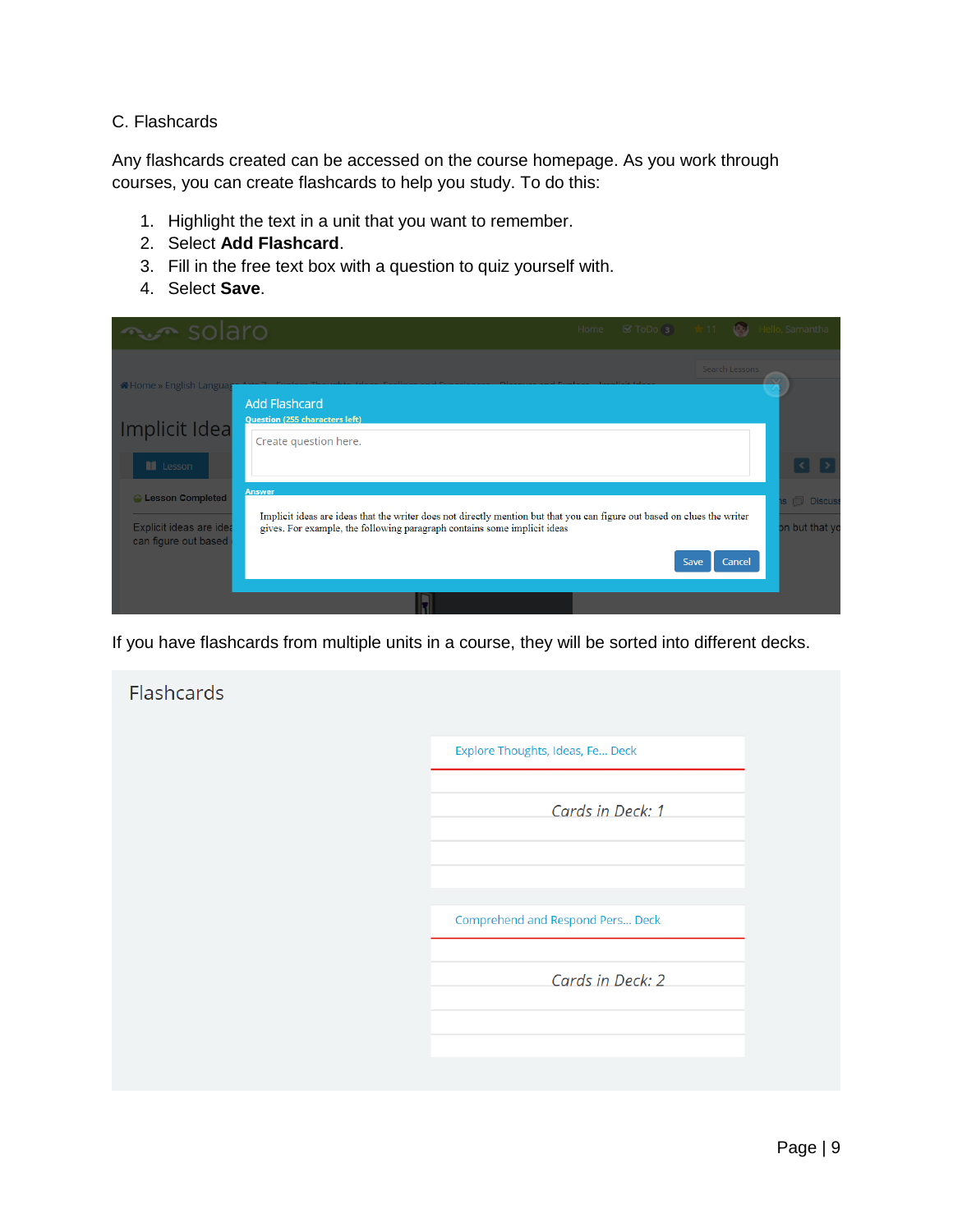C. Flashcards

Any flashcards created can be accessed on the course homepage. As you work through courses, you can create flashcards to help you study. To do this:

1. Highlight the text in a unit that you want to remember.
2. Select **Add Flashcard**.
3. Fill in the free text box with a question to quiz yourself with.
4. Select **Save**.

If you have flashcards from multiple units in a course, they will be sorted into different decks.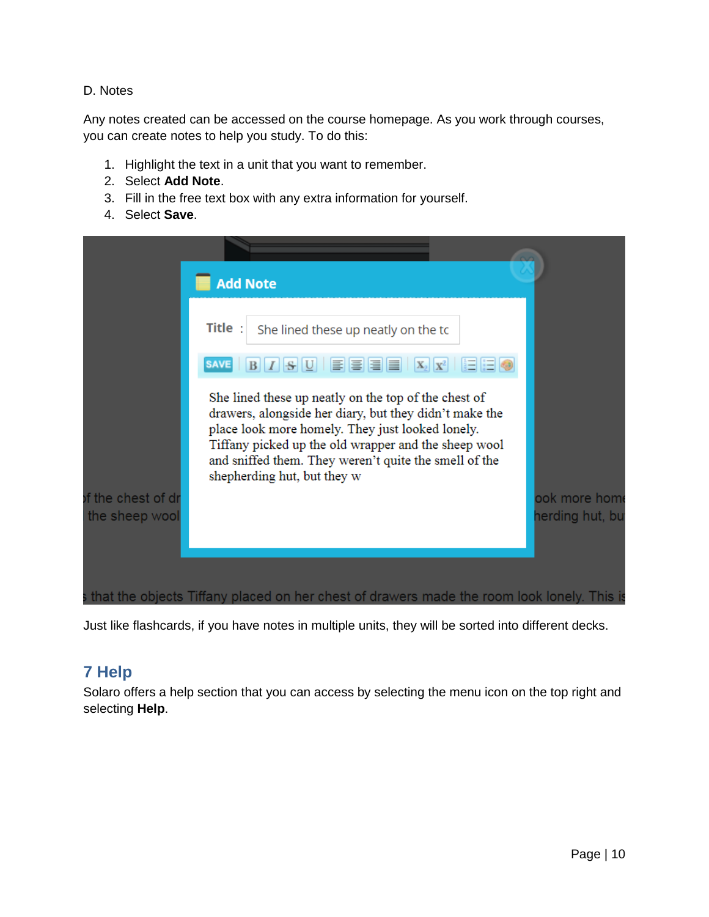D. Notes

Any notes created can be accessed on the course homepage. As you work through courses, you can create notes to help you study. To do this:

1. Highlight the text in a unit that you want to remember.
2. Select **Add Note**.
3. Fill in the free text box with any extra information for yourself.
4. Select **Save**.

Just like flashcards, if you have notes in multiple units, they will be sorted into different decks.

## 7 Help

Solaro offers a help section that you can access by selecting the menu icon on the top right and selecting **Help**.